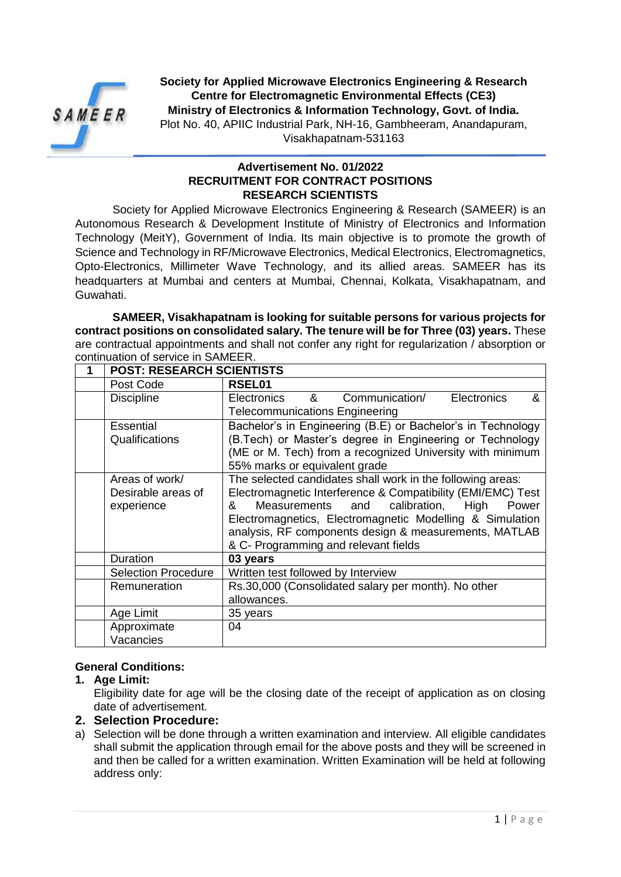**Society for Applied Microwave Electronics Engineering & Research**
**Centre for Electromagnetic Environmental Effects (CE3)**
**Ministry of Electronics & Information Technology, Govt. of India.**
Plot No. 40, APIIC Industrial Park, NH-16, Gambheeram, Anandapuram, Visakhapatnam-531163

## Advertisement No. 01/2022
## RECRUITMENT FOR CONTRACT POSITIONS
## RESEARCH SCIENTISTS

Society for Applied Microwave Electronics Engineering & Research (SAMEER) is an Autonomous Research & Development Institute of Ministry of Electronics and Information Technology (MeitY), Government of India. Its main objective is to promote the growth of Science and Technology in RF/Microwave Electronics, Medical Electronics, Electromagnetics, Opto-Electronics, Millimeter Wave Technology, and its allied areas. SAMEER has its headquarters at Mumbai and centers at Mumbai, Chennai, Kolkata, Visakhapatnam, and Guwahati.

**SAMEER, Visakhapatnam is looking for suitable persons for various projects for contract positions on consolidated salary. The tenure will be for Three (03) years.** These are contractual appointments and shall not confer any right for regularization / absorption or continuation of service in SAMEER.

| 1 | POST: RESEARCH SCIENTISTS | |
|---|---|---|
| | Post Code | **RSEL01** |
| | Discipline | Electronics & Communication/ Electronics & Telecommunications Engineering |
| | Essential Qualifications | Bachelor's in Engineering (B.E) or Bachelor's in Technology (B.Tech) or Master's degree in Engineering or Technology (ME or M. Tech) from a recognized University with minimum 55% marks or equivalent grade |
| | Areas of work/ Desirable areas of experience | The selected candidates shall work in the following areas: Electromagnetic Interference & Compatibility (EMI/EMC) Test & Measurements and calibration, High Power Electromagnetics, Electromagnetic Modelling & Simulation analysis, RF components design & measurements, MATLAB & C- Programming and relevant fields |
| | Duration | **03 years** |
| | Selection Procedure | Written test followed by Interview |
| | Remuneration | Rs.30,000 (Consolidated salary per month). No other allowances. |
| | Age Limit | 35 years |
| | Approximate Vacancies | 04 |

**General Conditions:**

1. **Age Limit:**
   Eligibility date for age will be the closing date of the receipt of application as on closing date of advertisement.

2. **Selection Procedure:**

a) Selection will be done through a written examination and interview. All eligible candidates shall submit the application through email for the above posts and they will be screened in and then be called for a written examination. Written Examination will be held at following address only: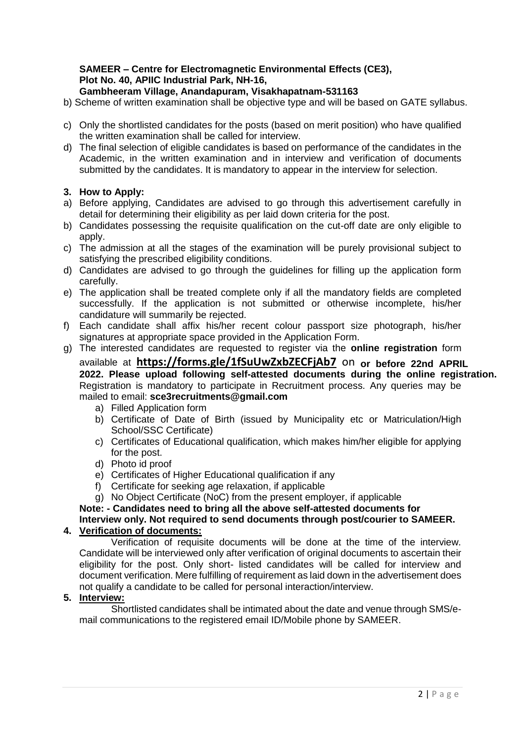**SAMEER – Centre for Electromagnetic Environmental Effects (CE3),**
**Plot No. 40, APIIC Industrial Park, NH-16,**
**Gambheeram Village, Anandapuram, Visakhapatnam-531163**

b) Scheme of written examination shall be objective type and will be based on GATE syllabus.

c) Only the shortlisted candidates for the posts (based on merit position) who have qualified the written examination shall be called for interview.

d) The final selection of eligible candidates is based on performance of the candidates in the Academic, in the written examination and in interview and verification of documents submitted by the candidates. It is mandatory to appear in the interview for selection.

## 3. How to Apply:

a) Before applying, Candidates are advised to go through this advertisement carefully in detail for determining their eligibility as per laid down criteria for the post.

b) Candidates possessing the requisite qualification on the cut-off date are only eligible to apply.

c) The admission at all the stages of the examination will be purely provisional subject to satisfying the prescribed eligibility conditions.

d) Candidates are advised to go through the guidelines for filling up the application form carefully.

e) The application shall be treated complete only if all the mandatory fields are completed successfully. If the application is not submitted or otherwise incomplete, his/her candidature will summarily be rejected.

f) Each candidate shall affix his/her recent colour passport size photograph, his/her signatures at appropriate space provided in the Application Form.

g) The interested candidates are requested to register via the **online registration** form available at **https://forms.gle/1fSuUwZxbZECFjAb7** on **or before 22nd APRIL 2022. Please upload following self-attested documents during the online registration.** Registration is mandatory to participate in Recruitment process. Any queries may be mailed to email: **sce3recruitments@gmail.com**

   a) Filled Application form
   b) Certificate of Date of Birth (issued by Municipality etc or Matriculation/High School/SSC Certificate)
   c) Certificates of Educational qualification, which makes him/her eligible for applying for the post.
   d) Photo id proof
   e) Certificates of Higher Educational qualification if any
   f) Certificate for seeking age relaxation, if applicable
   g) No Object Certificate (NoC) from the present employer, if applicable

**Note: - Candidates need to bring all the above self-attested documents for Interview only. Not required to send documents through post/courier to SAMEER.**

## 4. Verification of documents:

Verification of requisite documents will be done at the time of the interview. Candidate will be interviewed only after verification of original documents to ascertain their eligibility for the post. Only short- listed candidates will be called for interview and document verification. Mere fulfilling of requirement as laid down in the advertisement does not qualify a candidate to be called for personal interaction/interview.

## 5. Interview:

Shortlisted candidates shall be intimated about the date and venue through SMS/e-mail communications to the registered email ID/Mobile phone by SAMEER.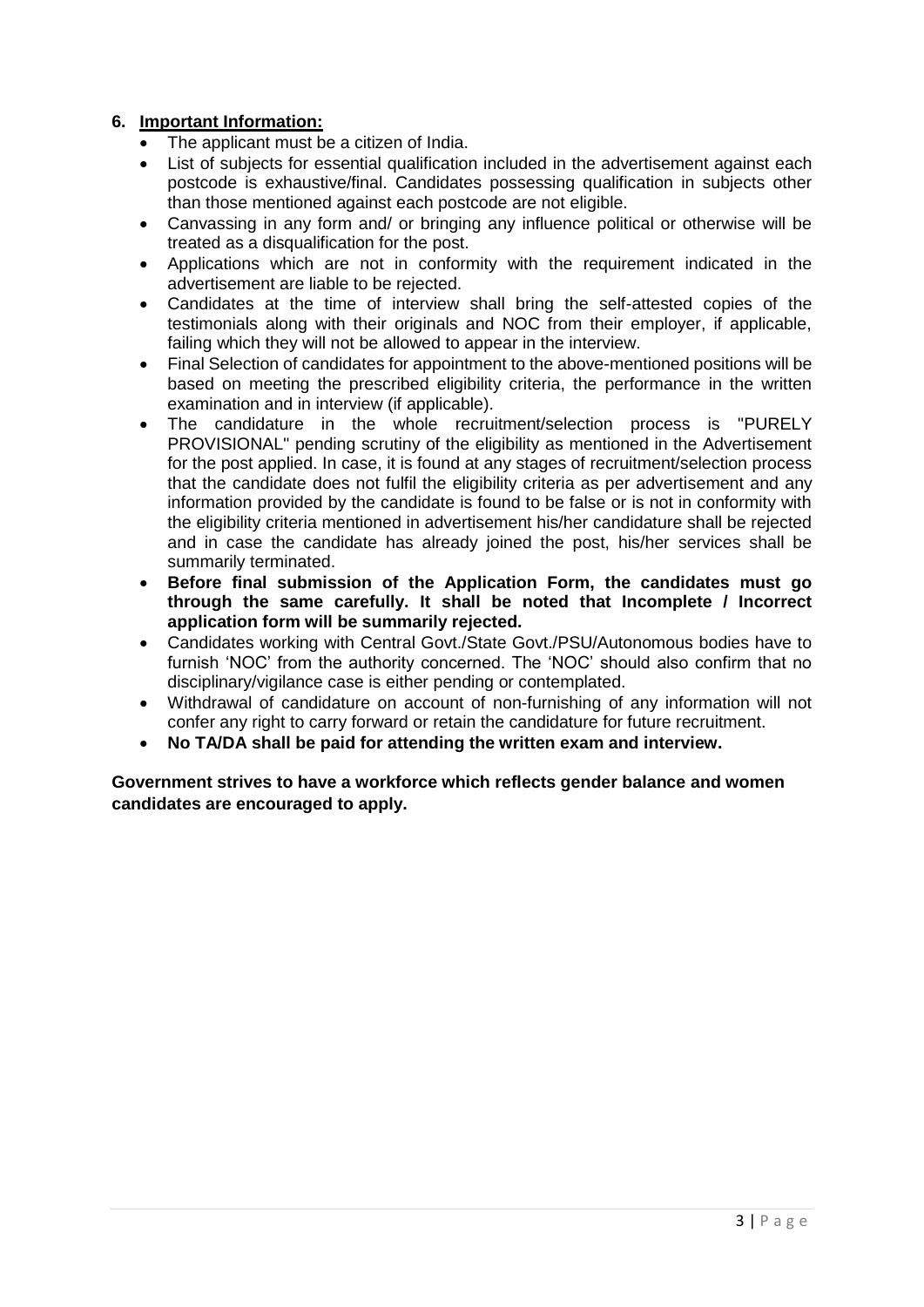## 6. <u>Important Information:</u>

- The applicant must be a citizen of India.
- List of subjects for essential qualification included in the advertisement against each postcode is exhaustive/final. Candidates possessing qualification in subjects other than those mentioned against each postcode are not eligible.
- Canvassing in any form and/ or bringing any influence political or otherwise will be treated as a disqualification for the post.
- Applications which are not in conformity with the requirement indicated in the advertisement are liable to be rejected.
- Candidates at the time of interview shall bring the self-attested copies of the testimonials along with their originals and NOC from their employer, if applicable, failing which they will not be allowed to appear in the interview.
- Final Selection of candidates for appointment to the above-mentioned positions will be based on meeting the prescribed eligibility criteria, the performance in the written examination and in interview (if applicable).
- The candidature in the whole recruitment/selection process is "PURELY PROVISIONAL" pending scrutiny of the eligibility as mentioned in the Advertisement for the post applied. In case, it is found at any stages of recruitment/selection process that the candidate does not fulfil the eligibility criteria as per advertisement and any information provided by the candidate is found to be false or is not in conformity with the eligibility criteria mentioned in advertisement his/her candidature shall be rejected and in case the candidate has already joined the post, his/her services shall be summarily terminated.
- **Before final submission of the Application Form, the candidates must go through the same carefully. It shall be noted that Incomplete / Incorrect application form will be summarily rejected.**
- Candidates working with Central Govt./State Govt./PSU/Autonomous bodies have to furnish 'NOC' from the authority concerned. The 'NOC' should also confirm that no disciplinary/vigilance case is either pending or contemplated.
- Withdrawal of candidature on account of non-furnishing of any information will not confer any right to carry forward or retain the candidature for future recruitment.
- **No TA/DA shall be paid for attending the written exam and interview.**

**Government strives to have a workforce which reflects gender balance and women candidates are encouraged to apply.**